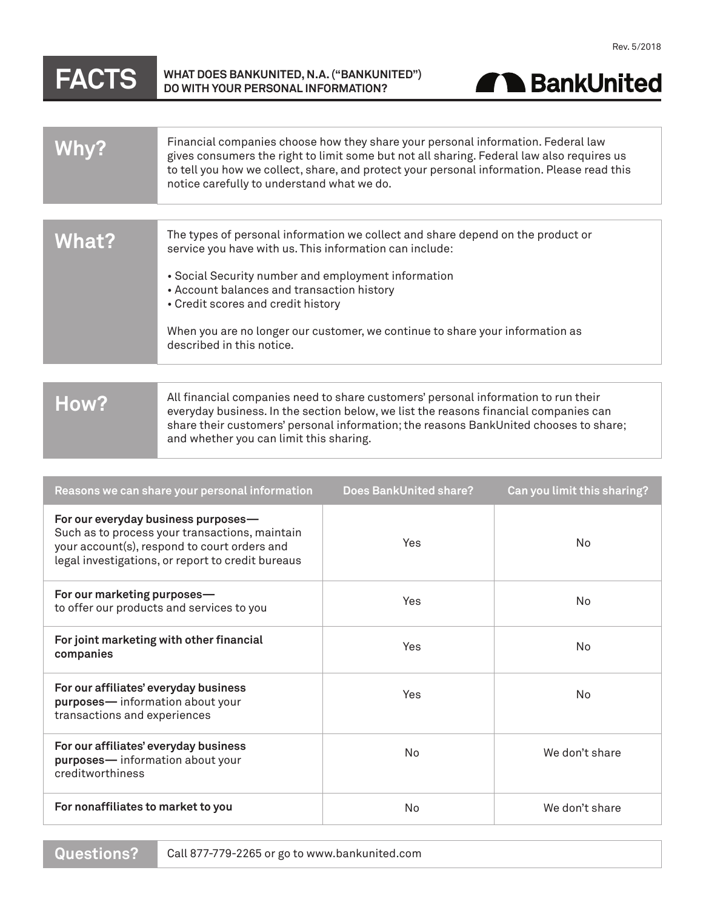Rev. 5/2018

# FACTS — WHAT DOES BANKUNITED, N.A. ("BANKUNITED") DO WITH YOUR PERSONAL INFORMATION?

BankUnited

## Why?

Financial companies choose how they share your personal information. Federal law gives consumers the right to limit some but not all sharing. Federal law also requires us to tell you how we collect, share, and protect your personal information. Please read this notice carefully to understand what we do.

## What?

The types of personal information we collect and share depend on the product or service you have with us. This information can include:

- Social Security number and employment information
- Account balances and transaction history
- Credit scores and credit history

When you are no longer our customer, we continue to share your information as described in this notice.

## How?

All financial companies need to share customers' personal information to run their everyday business. In the section below, we list the reasons financial companies can share their customers' personal information; the reasons BankUnited chooses to share; and whether you can limit this sharing.

| Reasons we can share your personal information | Does BankUnited share? | Can you limit this sharing? |
|---|---|---|
| **For our everyday business purposes—** Such as to process your transactions, maintain your account(s), respond to court orders and legal investigations, or report to credit bureaus | Yes | No |
| **For our marketing purposes—** to offer our products and services to you | Yes | No |
| **For joint marketing with other financial companies** | Yes | No |
| **For our affiliates' everyday business purposes—** information about your transactions and experiences | Yes | No |
| **For our affiliates' everyday business purposes—** information about your creditworthiness | No | We don't share |
| **For nonaffiliates to market to you** | No | We don't share |

## Questions?

Call 877-779-2265 or go to www.bankunited.com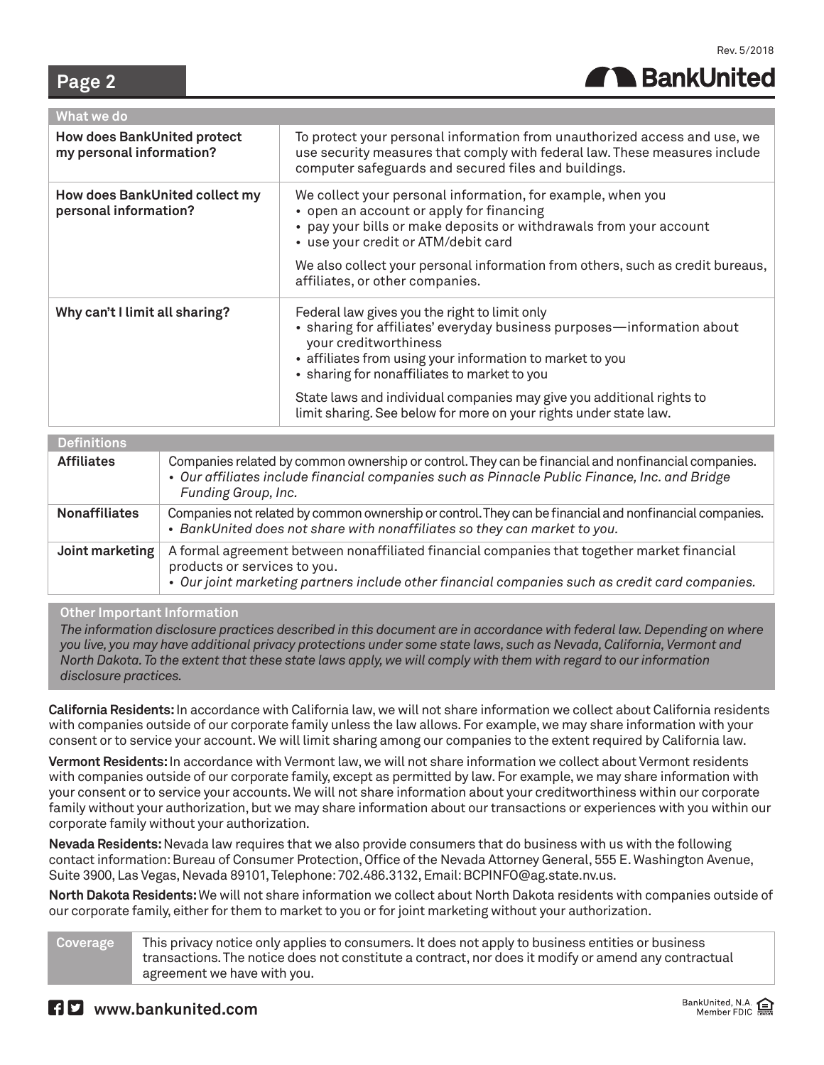## What we do

| | |
|---|---|
| **How does BankUnited protect my personal information?** | To protect your personal information from unauthorized access and use, we use security measures that comply with federal law. These measures include computer safeguards and secured files and buildings. |
| **How does BankUnited collect my personal information?** | We collect your personal information, for example, when you<br>• open an account or apply for financing<br>• pay your bills or make deposits or withdrawals from your account<br>• use your credit or ATM/debit card<br><br>We also collect your personal information from others, such as credit bureaus, affiliates, or other companies. |
| **Why can't I limit all sharing?** | Federal law gives you the right to limit only<br>• sharing for affiliates' everyday business purposes—information about your creditworthiness<br>• affiliates from using your information to market to you<br>• sharing for nonaffiliates to market to you<br><br>State laws and individual companies may give you additional rights to limit sharing. See below for more on your rights under state law. |

## Definitions

| | |
|---|---|
| **Affiliates** | Companies related by common ownership or control. They can be financial and nonfinancial companies.<br>• *Our affiliates include financial companies such as Pinnacle Public Finance, Inc. and Bridge Funding Group, Inc.* |
| **Nonaffiliates** | Companies not related by common ownership or control. They can be financial and nonfinancial companies.<br>• *BankUnited does not share with nonaffiliates so they can market to you.* |
| **Joint marketing** | A formal agreement between nonaffiliated financial companies that together market financial products or services to you.<br>• *Our joint marketing partners include other financial companies such as credit card companies.* |

## Other Important Information

*The information disclosure practices described in this document are in accordance with federal law. Depending on where you live, you may have additional privacy protections under some state laws, such as Nevada, California, Vermont and North Dakota. To the extent that these state laws apply, we will comply with them with regard to our information disclosure practices.*

**California Residents:** In accordance with California law, we will not share information we collect about California residents with companies outside of our corporate family unless the law allows. For example, we may share information with your consent or to service your account. We will limit sharing among our companies to the extent required by California law.

**Vermont Residents:** In accordance with Vermont law, we will not share information we collect about Vermont residents with companies outside of our corporate family, except as permitted by law. For example, we may share information with your consent or to service your accounts. We will not share information about your creditworthiness within our corporate family without your authorization, but we may share information about our transactions or experiences with you within our corporate family without your authorization.

**Nevada Residents:** Nevada law requires that we also provide consumers that do business with us with the following contact information: Bureau of Consumer Protection, Office of the Nevada Attorney General, 555 E. Washington Avenue, Suite 3900, Las Vegas, Nevada 89101, Telephone: 702.486.3132, Email: BCPINFO@ag.state.nv.us.

**North Dakota Residents:** We will not share information we collect about North Dakota residents with companies outside of our corporate family, either for them to market to you or for joint marketing without your authorization.

| | |
|---|---|
| **Coverage** | This privacy notice only applies to consumers. It does not apply to business entities or business transactions. The notice does not constitute a contract, nor does it modify or amend any contractual agreement we have with you. |

www.bankunited.com

BankUnited, N.A. Member FDIC